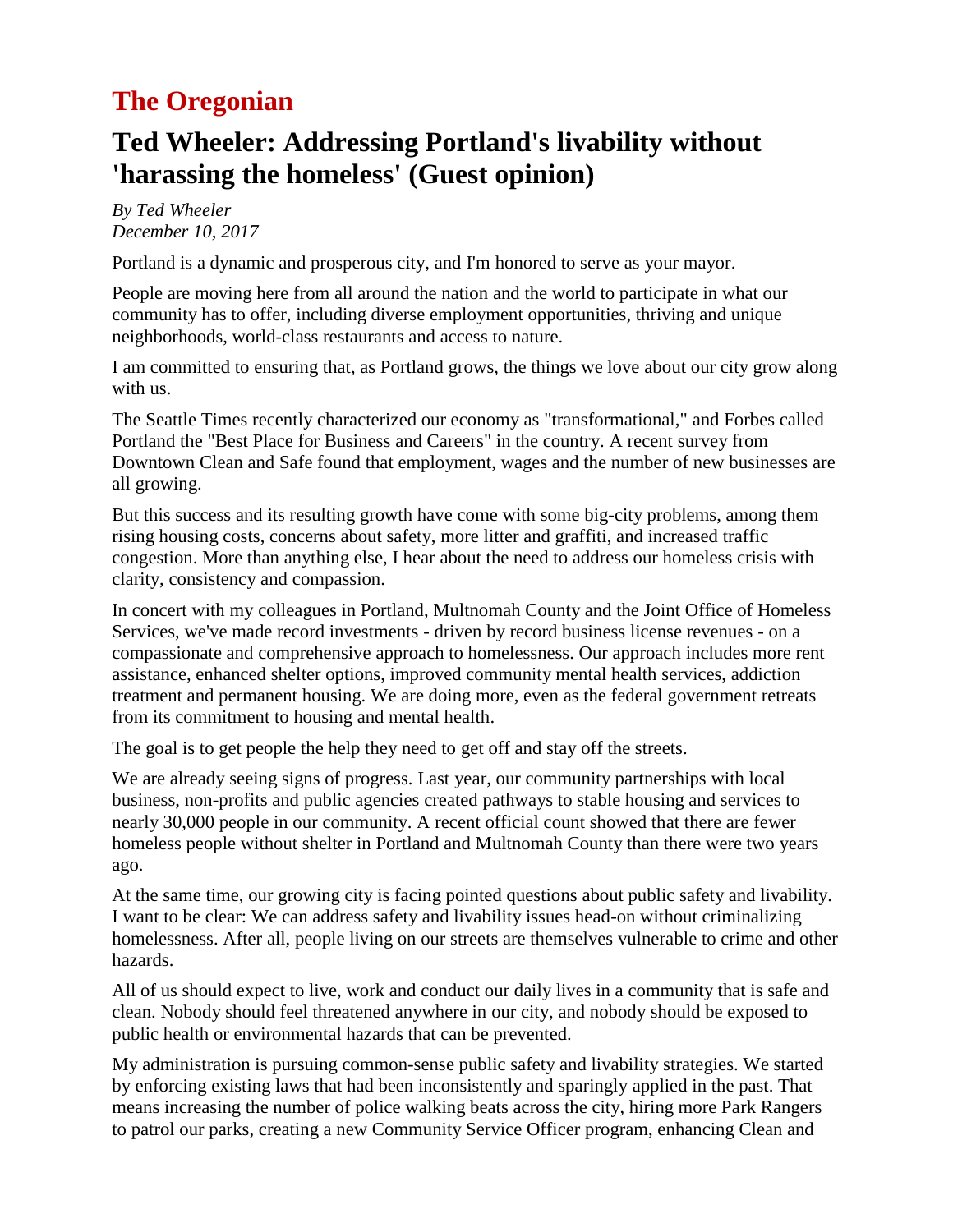# The Oregonian

## Ted Wheeler: Addressing Portland's livability without 'harassing the homeless' (Guest opinion)

*By Ted Wheeler*
*December 10, 2017*

Portland is a dynamic and prosperous city, and I'm honored to serve as your mayor.

People are moving here from all around the nation and the world to participate in what our community has to offer, including diverse employment opportunities, thriving and unique neighborhoods, world-class restaurants and access to nature.

I am committed to ensuring that, as Portland grows, the things we love about our city grow along with us.

The Seattle Times recently characterized our economy as "transformational," and Forbes called Portland the "Best Place for Business and Careers" in the country. A recent survey from Downtown Clean and Safe found that employment, wages and the number of new businesses are all growing.

But this success and its resulting growth have come with some big-city problems, among them rising housing costs, concerns about safety, more litter and graffiti, and increased traffic congestion. More than anything else, I hear about the need to address our homeless crisis with clarity, consistency and compassion.

In concert with my colleagues in Portland, Multnomah County and the Joint Office of Homeless Services, we've made record investments - driven by record business license revenues - on a compassionate and comprehensive approach to homelessness. Our approach includes more rent assistance, enhanced shelter options, improved community mental health services, addiction treatment and permanent housing. We are doing more, even as the federal government retreats from its commitment to housing and mental health.

The goal is to get people the help they need to get off and stay off the streets.

We are already seeing signs of progress. Last year, our community partnerships with local business, non-profits and public agencies created pathways to stable housing and services to nearly 30,000 people in our community. A recent official count showed that there are fewer homeless people without shelter in Portland and Multnomah County than there were two years ago.

At the same time, our growing city is facing pointed questions about public safety and livability. I want to be clear: We can address safety and livability issues head-on without criminalizing homelessness. After all, people living on our streets are themselves vulnerable to crime and other hazards.

All of us should expect to live, work and conduct our daily lives in a community that is safe and clean. Nobody should feel threatened anywhere in our city, and nobody should be exposed to public health or environmental hazards that can be prevented.

My administration is pursuing common-sense public safety and livability strategies. We started by enforcing existing laws that had been inconsistently and sparingly applied in the past. That means increasing the number of police walking beats across the city, hiring more Park Rangers to patrol our parks, creating a new Community Service Officer program, enhancing Clean and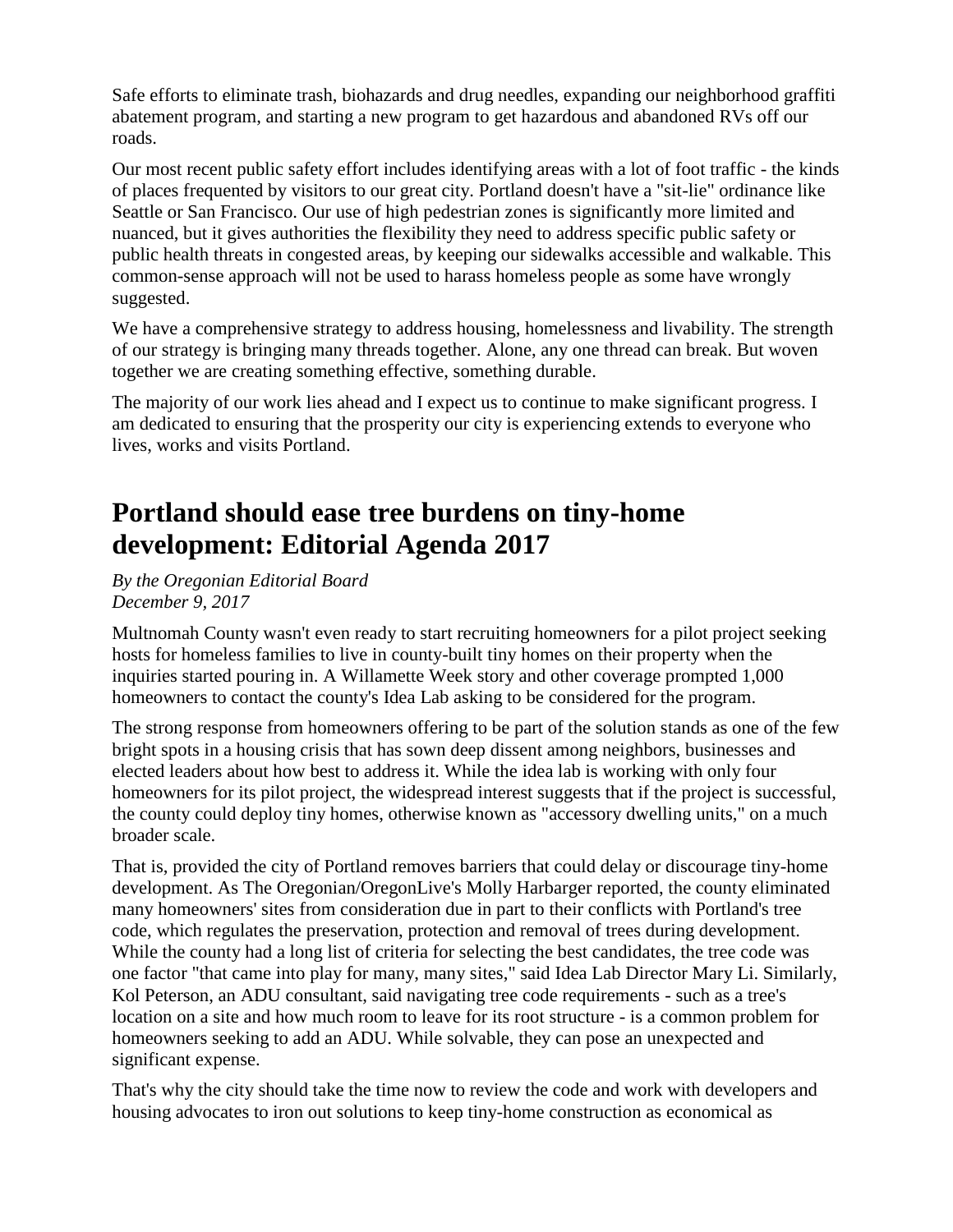Safe efforts to eliminate trash, biohazards and drug needles, expanding our neighborhood graffiti abatement program, and starting a new program to get hazardous and abandoned RVs off our roads.

Our most recent public safety effort includes identifying areas with a lot of foot traffic - the kinds of places frequented by visitors to our great city. Portland doesn't have a "sit-lie" ordinance like Seattle or San Francisco. Our use of high pedestrian zones is significantly more limited and nuanced, but it gives authorities the flexibility they need to address specific public safety or public health threats in congested areas, by keeping our sidewalks accessible and walkable. This common-sense approach will not be used to harass homeless people as some have wrongly suggested.

We have a comprehensive strategy to address housing, homelessness and livability. The strength of our strategy is bringing many threads together. Alone, any one thread can break. But woven together we are creating something effective, something durable.

The majority of our work lies ahead and I expect us to continue to make significant progress. I am dedicated to ensuring that the prosperity our city is experiencing extends to everyone who lives, works and visits Portland.

## Portland should ease tree burdens on tiny-home development: Editorial Agenda 2017

*By the Oregonian Editorial Board*
*December 9, 2017*

Multnomah County wasn't even ready to start recruiting homeowners for a pilot project seeking hosts for homeless families to live in county-built tiny homes on their property when the inquiries started pouring in. A Willamette Week story and other coverage prompted 1,000 homeowners to contact the county's Idea Lab asking to be considered for the program.

The strong response from homeowners offering to be part of the solution stands as one of the few bright spots in a housing crisis that has sown deep dissent among neighbors, businesses and elected leaders about how best to address it. While the idea lab is working with only four homeowners for its pilot project, the widespread interest suggests that if the project is successful, the county could deploy tiny homes, otherwise known as "accessory dwelling units," on a much broader scale.

That is, provided the city of Portland removes barriers that could delay or discourage tiny-home development. As The Oregonian/OregonLive's Molly Harbarger reported, the county eliminated many homeowners' sites from consideration due in part to their conflicts with Portland's tree code, which regulates the preservation, protection and removal of trees during development. While the county had a long list of criteria for selecting the best candidates, the tree code was one factor "that came into play for many, many sites," said Idea Lab Director Mary Li. Similarly, Kol Peterson, an ADU consultant, said navigating tree code requirements - such as a tree's location on a site and how much room to leave for its root structure - is a common problem for homeowners seeking to add an ADU. While solvable, they can pose an unexpected and significant expense.

That's why the city should take the time now to review the code and work with developers and housing advocates to iron out solutions to keep tiny-home construction as economical as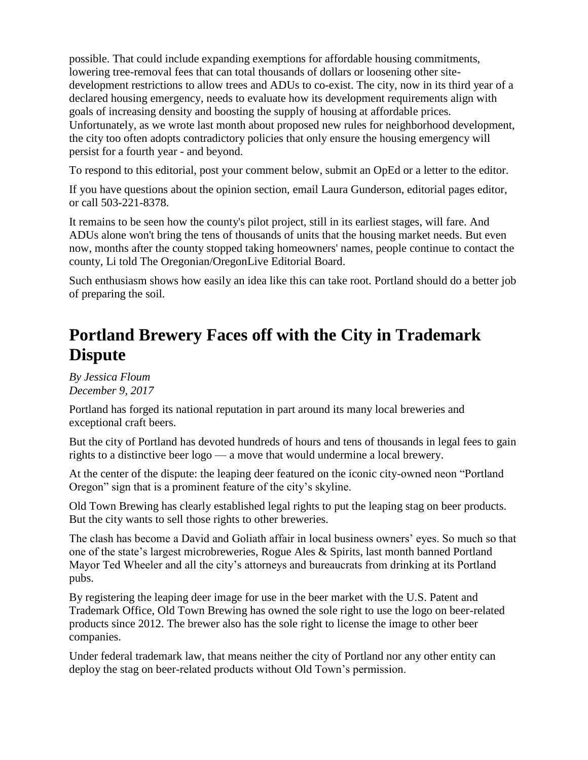possible. That could include expanding exemptions for affordable housing commitments, lowering tree-removal fees that can total thousands of dollars or loosening other site-development restrictions to allow trees and ADUs to co-exist. The city, now in its third year of a declared housing emergency, needs to evaluate how its development requirements align with goals of increasing density and boosting the supply of housing at affordable prices. Unfortunately, as we wrote last month about proposed new rules for neighborhood development, the city too often adopts contradictory policies that only ensure the housing emergency will persist for a fourth year - and beyond.

To respond to this editorial, post your comment below, submit an OpEd or a letter to the editor.

If you have questions about the opinion section, email Laura Gunderson, editorial pages editor, or call 503-221-8378.

It remains to be seen how the county's pilot project, still in its earliest stages, will fare. And ADUs alone won't bring the tens of thousands of units that the housing market needs. But even now, months after the county stopped taking homeowners' names, people continue to contact the county, Li told The Oregonian/OregonLive Editorial Board.

Such enthusiasm shows how easily an idea like this can take root. Portland should do a better job of preparing the soil.

## Portland Brewery Faces off with the City in Trademark Dispute

*By Jessica Floum*
*December 9, 2017*

Portland has forged its national reputation in part around its many local breweries and exceptional craft beers.

But the city of Portland has devoted hundreds of hours and tens of thousands in legal fees to gain rights to a distinctive beer logo — a move that would undermine a local brewery.

At the center of the dispute: the leaping deer featured on the iconic city-owned neon "Portland Oregon" sign that is a prominent feature of the city's skyline.

Old Town Brewing has clearly established legal rights to put the leaping stag on beer products. But the city wants to sell those rights to other breweries.

The clash has become a David and Goliath affair in local business owners' eyes. So much so that one of the state's largest microbreweries, Rogue Ales & Spirits, last month banned Portland Mayor Ted Wheeler and all the city's attorneys and bureaucrats from drinking at its Portland pubs.

By registering the leaping deer image for use in the beer market with the U.S. Patent and Trademark Office, Old Town Brewing has owned the sole right to use the logo on beer-related products since 2012. The brewer also has the sole right to license the image to other beer companies.

Under federal trademark law, that means neither the city of Portland nor any other entity can deploy the stag on beer-related products without Old Town's permission.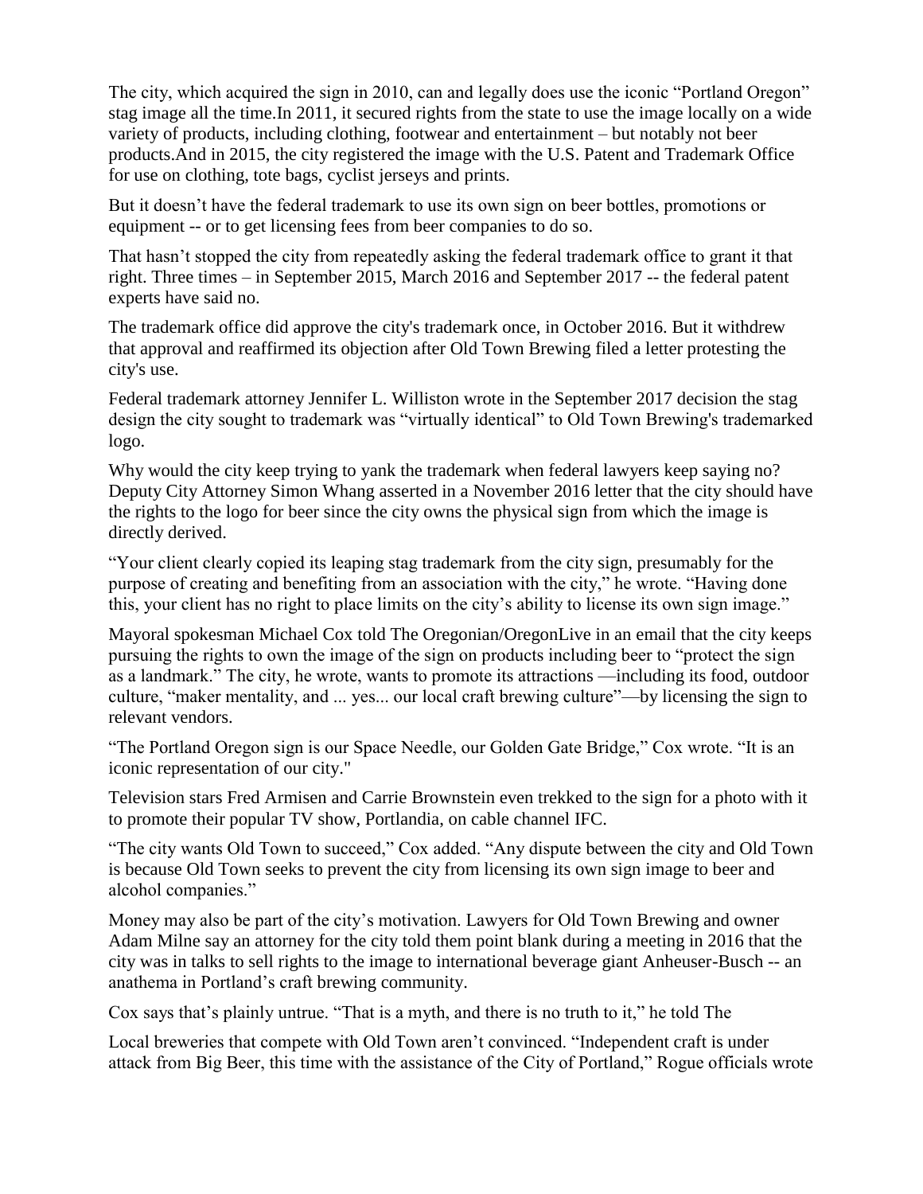The city, which acquired the sign in 2010, can and legally does use the iconic "Portland Oregon" stag image all the time.In 2011, it secured rights from the state to use the image locally on a wide variety of products, including clothing, footwear and entertainment – but notably not beer products.And in 2015, the city registered the image with the U.S. Patent and Trademark Office for use on clothing, tote bags, cyclist jerseys and prints.

But it doesn't have the federal trademark to use its own sign on beer bottles, promotions or equipment -- or to get licensing fees from beer companies to do so.

That hasn't stopped the city from repeatedly asking the federal trademark office to grant it that right. Three times – in September 2015, March 2016 and September 2017 -- the federal patent experts have said no.

The trademark office did approve the city's trademark once, in October 2016. But it withdrew that approval and reaffirmed its objection after Old Town Brewing filed a letter protesting the city's use.

Federal trademark attorney Jennifer L. Williston wrote in the September 2017 decision the stag design the city sought to trademark was "virtually identical" to Old Town Brewing's trademarked logo.

Why would the city keep trying to yank the trademark when federal lawyers keep saying no? Deputy City Attorney Simon Whang asserted in a November 2016 letter that the city should have the rights to the logo for beer since the city owns the physical sign from which the image is directly derived.

"Your client clearly copied its leaping stag trademark from the city sign, presumably for the purpose of creating and benefiting from an association with the city," he wrote. "Having done this, your client has no right to place limits on the city's ability to license its own sign image."

Mayoral spokesman Michael Cox told The Oregonian/OregonLive in an email that the city keeps pursuing the rights to own the image of the sign on products including beer to "protect the sign as a landmark." The city, he wrote, wants to promote its attractions —including its food, outdoor culture, "maker mentality, and ... yes... our local craft brewing culture"—by licensing the sign to relevant vendors.

"The Portland Oregon sign is our Space Needle, our Golden Gate Bridge," Cox wrote. "It is an iconic representation of our city."

Television stars Fred Armisen and Carrie Brownstein even trekked to the sign for a photo with it to promote their popular TV show, Portlandia, on cable channel IFC.

"The city wants Old Town to succeed," Cox added. "Any dispute between the city and Old Town is because Old Town seeks to prevent the city from licensing its own sign image to beer and alcohol companies."

Money may also be part of the city's motivation. Lawyers for Old Town Brewing and owner Adam Milne say an attorney for the city told them point blank during a meeting in 2016 that the city was in talks to sell rights to the image to international beverage giant Anheuser-Busch -- an anathema in Portland's craft brewing community.

Cox says that's plainly untrue. "That is a myth, and there is no truth to it," he told The

Local breweries that compete with Old Town aren't convinced. "Independent craft is under attack from Big Beer, this time with the assistance of the City of Portland," Rogue officials wrote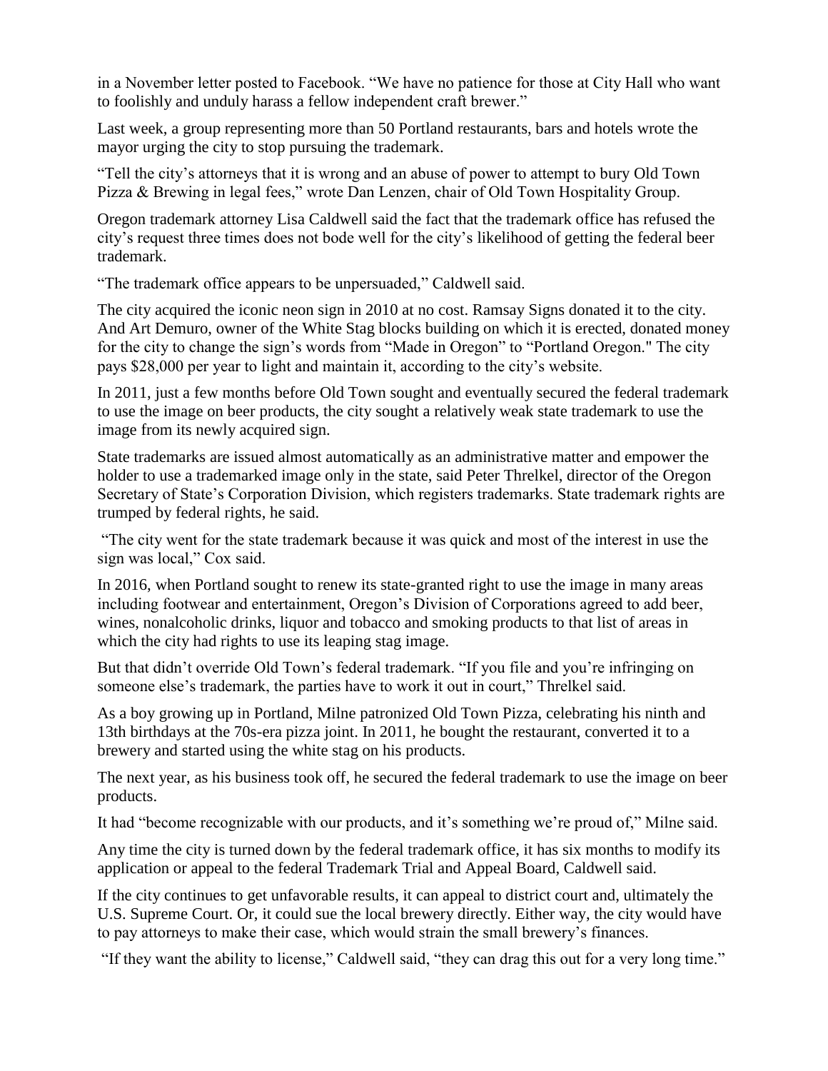in a November letter posted to Facebook. "We have no patience for those at City Hall who want to foolishly and unduly harass a fellow independent craft brewer."

Last week, a group representing more than 50 Portland restaurants, bars and hotels wrote the mayor urging the city to stop pursuing the trademark.

"Tell the city's attorneys that it is wrong and an abuse of power to attempt to bury Old Town Pizza & Brewing in legal fees," wrote Dan Lenzen, chair of Old Town Hospitality Group.

Oregon trademark attorney Lisa Caldwell said the fact that the trademark office has refused the city's request three times does not bode well for the city's likelihood of getting the federal beer trademark.

"The trademark office appears to be unpersuaded," Caldwell said.

The city acquired the iconic neon sign in 2010 at no cost. Ramsay Signs donated it to the city. And Art Demuro, owner of the White Stag blocks building on which it is erected, donated money for the city to change the sign's words from "Made in Oregon" to "Portland Oregon." The city pays $28,000 per year to light and maintain it, according to the city's website.

In 2011, just a few months before Old Town sought and eventually secured the federal trademark to use the image on beer products, the city sought a relatively weak state trademark to use the image from its newly acquired sign.

State trademarks are issued almost automatically as an administrative matter and empower the holder to use a trademarked image only in the state, said Peter Threlkel, director of the Oregon Secretary of State's Corporation Division, which registers trademarks. State trademark rights are trumped by federal rights, he said.

"The city went for the state trademark because it was quick and most of the interest in use the sign was local," Cox said.

In 2016, when Portland sought to renew its state-granted right to use the image in many areas including footwear and entertainment, Oregon's Division of Corporations agreed to add beer, wines, nonalcoholic drinks, liquor and tobacco and smoking products to that list of areas in which the city had rights to use its leaping stag image.

But that didn't override Old Town's federal trademark. "If you file and you're infringing on someone else's trademark, the parties have to work it out in court," Threlkel said.

As a boy growing up in Portland, Milne patronized Old Town Pizza, celebrating his ninth and 13th birthdays at the 70s-era pizza joint. In 2011, he bought the restaurant, converted it to a brewery and started using the white stag on his products.

The next year, as his business took off, he secured the federal trademark to use the image on beer products.

It had "become recognizable with our products, and it's something we're proud of," Milne said.

Any time the city is turned down by the federal trademark office, it has six months to modify its application or appeal to the federal Trademark Trial and Appeal Board, Caldwell said.

If the city continues to get unfavorable results, it can appeal to district court and, ultimately the U.S. Supreme Court. Or, it could sue the local brewery directly. Either way, the city would have to pay attorneys to make their case, which would strain the small brewery's finances.

"If they want the ability to license," Caldwell said, "they can drag this out for a very long time."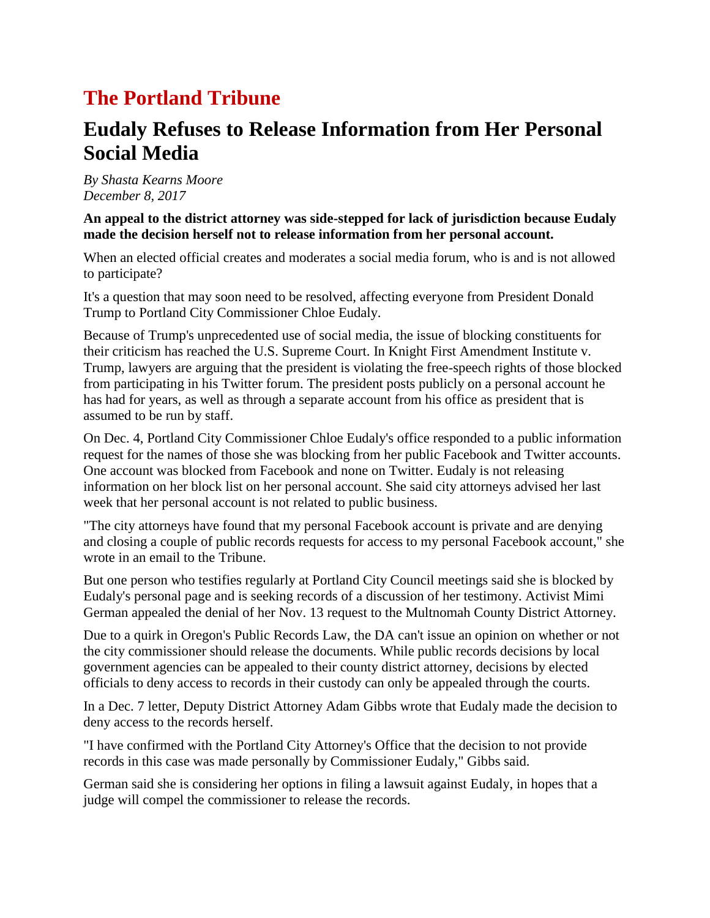# The Portland Tribune

## Eudaly Refuses to Release Information from Her Personal Social Media

*By Shasta Kearns Moore*
*December 8, 2017*

**An appeal to the district attorney was side-stepped for lack of jurisdiction because Eudaly made the decision herself not to release information from her personal account.**

When an elected official creates and moderates a social media forum, who is and is not allowed to participate?

It's a question that may soon need to be resolved, affecting everyone from President Donald Trump to Portland City Commissioner Chloe Eudaly.

Because of Trump's unprecedented use of social media, the issue of blocking constituents for their criticism has reached the U.S. Supreme Court. In Knight First Amendment Institute v. Trump, lawyers are arguing that the president is violating the free-speech rights of those blocked from participating in his Twitter forum. The president posts publicly on a personal account he has had for years, as well as through a separate account from his office as president that is assumed to be run by staff.

On Dec. 4, Portland City Commissioner Chloe Eudaly's office responded to a public information request for the names of those she was blocking from her public Facebook and Twitter accounts. One account was blocked from Facebook and none on Twitter. Eudaly is not releasing information on her block list on her personal account. She said city attorneys advised her last week that her personal account is not related to public business.

"The city attorneys have found that my personal Facebook account is private and are denying and closing a couple of public records requests for access to my personal Facebook account," she wrote in an email to the Tribune.

But one person who testifies regularly at Portland City Council meetings said she is blocked by Eudaly's personal page and is seeking records of a discussion of her testimony. Activist Mimi German appealed the denial of her Nov. 13 request to the Multnomah County District Attorney.

Due to a quirk in Oregon's Public Records Law, the DA can't issue an opinion on whether or not the city commissioner should release the documents. While public records decisions by local government agencies can be appealed to their county district attorney, decisions by elected officials to deny access to records in their custody can only be appealed through the courts.

In a Dec. 7 letter, Deputy District Attorney Adam Gibbs wrote that Eudaly made the decision to deny access to the records herself.

"I have confirmed with the Portland City Attorney's Office that the decision to not provide records in this case was made personally by Commissioner Eudaly," Gibbs said.

German said she is considering her options in filing a lawsuit against Eudaly, in hopes that a judge will compel the commissioner to release the records.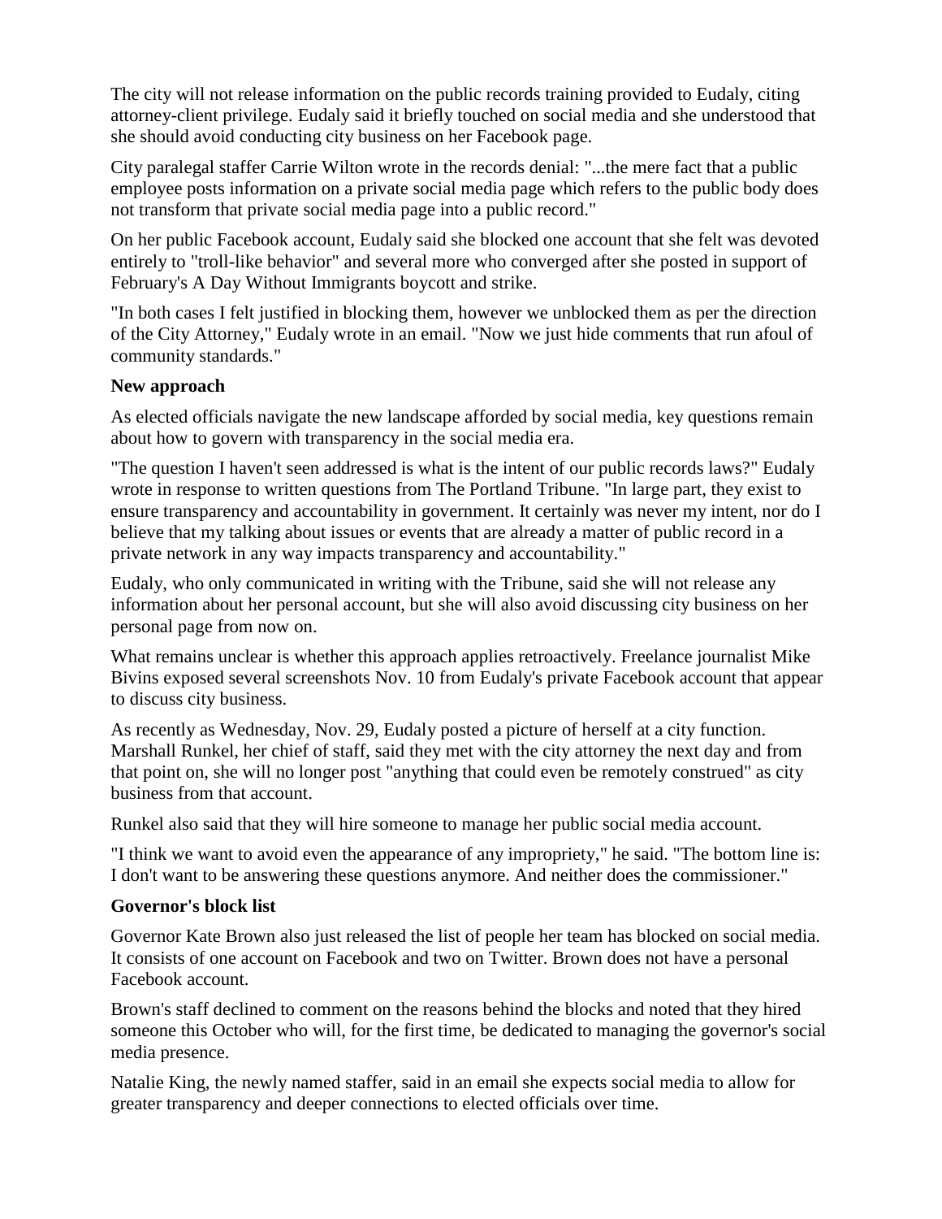The city will not release information on the public records training provided to Eudaly, citing attorney-client privilege. Eudaly said it briefly touched on social media and she understood that she should avoid conducting city business on her Facebook page.

City paralegal staffer Carrie Wilton wrote in the records denial: "...the mere fact that a public employee posts information on a private social media page which refers to the public body does not transform that private social media page into a public record."

On her public Facebook account, Eudaly said she blocked one account that she felt was devoted entirely to "troll-like behavior" and several more who converged after she posted in support of February's A Day Without Immigrants boycott and strike.

"In both cases I felt justified in blocking them, however we unblocked them as per the direction of the City Attorney," Eudaly wrote in an email. "Now we just hide comments that run afoul of community standards."

**New approach**

As elected officials navigate the new landscape afforded by social media, key questions remain about how to govern with transparency in the social media era.

"The question I haven't seen addressed is what is the intent of our public records laws?" Eudaly wrote in response to written questions from The Portland Tribune. "In large part, they exist to ensure transparency and accountability in government. It certainly was never my intent, nor do I believe that my talking about issues or events that are already a matter of public record in a private network in any way impacts transparency and accountability."

Eudaly, who only communicated in writing with the Tribune, said she will not release any information about her personal account, but she will also avoid discussing city business on her personal page from now on.

What remains unclear is whether this approach applies retroactively. Freelance journalist Mike Bivins exposed several screenshots Nov. 10 from Eudaly's private Facebook account that appear to discuss city business.

As recently as Wednesday, Nov. 29, Eudaly posted a picture of herself at a city function. Marshall Runkel, her chief of staff, said they met with the city attorney the next day and from that point on, she will no longer post "anything that could even be remotely construed" as city business from that account.

Runkel also said that they will hire someone to manage her public social media account.

"I think we want to avoid even the appearance of any impropriety," he said. "The bottom line is: I don't want to be answering these questions anymore. And neither does the commissioner."

**Governor's block list**

Governor Kate Brown also just released the list of people her team has blocked on social media. It consists of one account on Facebook and two on Twitter. Brown does not have a personal Facebook account.

Brown's staff declined to comment on the reasons behind the blocks and noted that they hired someone this October who will, for the first time, be dedicated to managing the governor's social media presence.

Natalie King, the newly named staffer, said in an email she expects social media to allow for greater transparency and deeper connections to elected officials over time.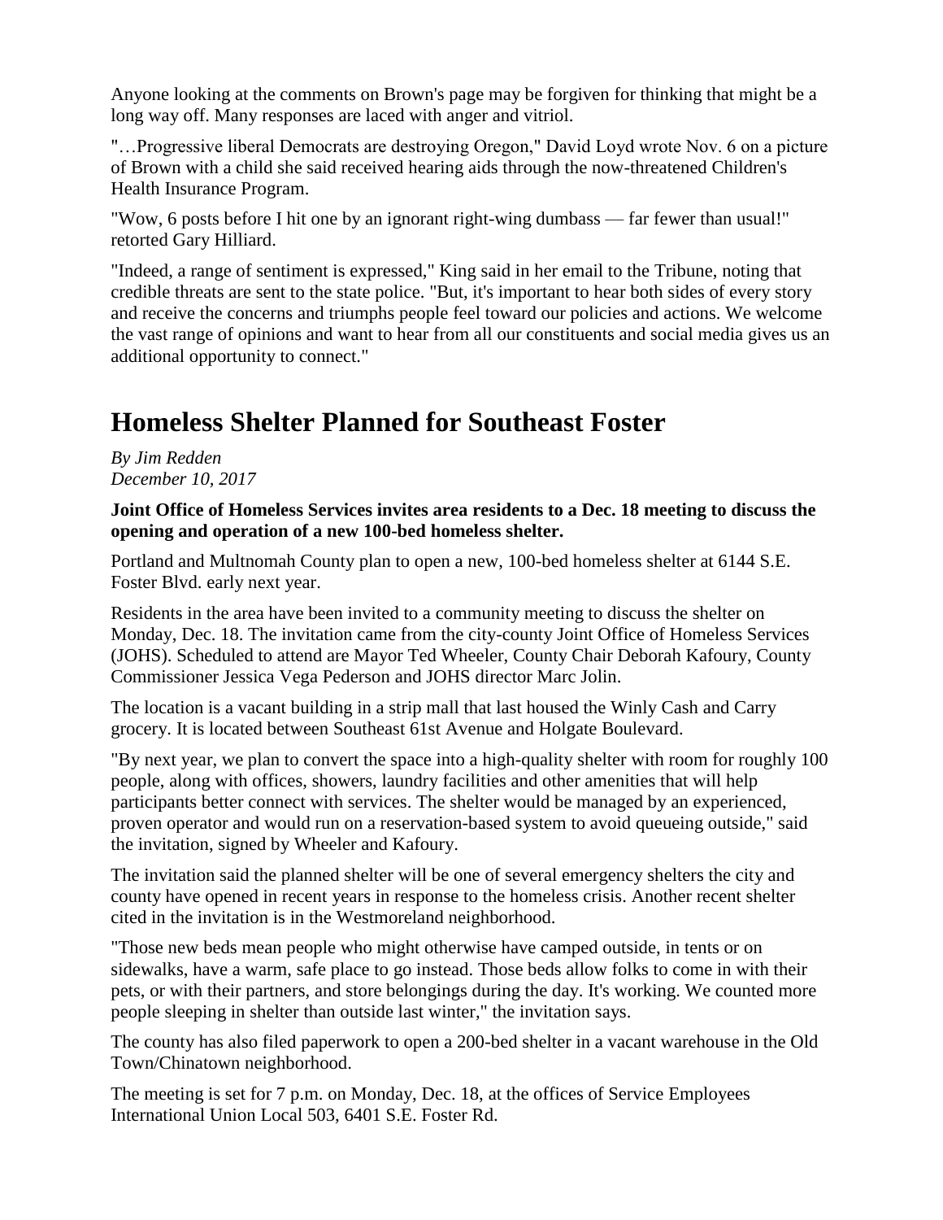Anyone looking at the comments on Brown's page may be forgiven for thinking that might be a long way off. Many responses are laced with anger and vitriol.

"…Progressive liberal Democrats are destroying Oregon," David Loyd wrote Nov. 6 on a picture of Brown with a child she said received hearing aids through the now-threatened Children's Health Insurance Program.

"Wow, 6 posts before I hit one by an ignorant right-wing dumbass — far fewer than usual!" retorted Gary Hilliard.

"Indeed, a range of sentiment is expressed," King said in her email to the Tribune, noting that credible threats are sent to the state police. "But, it's important to hear both sides of every story and receive the concerns and triumphs people feel toward our policies and actions. We welcome the vast range of opinions and want to hear from all our constituents and social media gives us an additional opportunity to connect."

# Homeless Shelter Planned for Southeast Foster

*By Jim Redden*
*December 10, 2017*

**Joint Office of Homeless Services invites area residents to a Dec. 18 meeting to discuss the opening and operation of a new 100-bed homeless shelter.**

Portland and Multnomah County plan to open a new, 100-bed homeless shelter at 6144 S.E. Foster Blvd. early next year.

Residents in the area have been invited to a community meeting to discuss the shelter on Monday, Dec. 18. The invitation came from the city-county Joint Office of Homeless Services (JOHS). Scheduled to attend are Mayor Ted Wheeler, County Chair Deborah Kafoury, County Commissioner Jessica Vega Pederson and JOHS director Marc Jolin.

The location is a vacant building in a strip mall that last housed the Winly Cash and Carry grocery. It is located between Southeast 61st Avenue and Holgate Boulevard.

"By next year, we plan to convert the space into a high-quality shelter with room for roughly 100 people, along with offices, showers, laundry facilities and other amenities that will help participants better connect with services. The shelter would be managed by an experienced, proven operator and would run on a reservation-based system to avoid queueing outside," said the invitation, signed by Wheeler and Kafoury.

The invitation said the planned shelter will be one of several emergency shelters the city and county have opened in recent years in response to the homeless crisis. Another recent shelter cited in the invitation is in the Westmoreland neighborhood.

"Those new beds mean people who might otherwise have camped outside, in tents or on sidewalks, have a warm, safe place to go instead. Those beds allow folks to come in with their pets, or with their partners, and store belongings during the day. It's working. We counted more people sleeping in shelter than outside last winter," the invitation says.

The county has also filed paperwork to open a 200-bed shelter in a vacant warehouse in the Old Town/Chinatown neighborhood.

The meeting is set for 7 p.m. on Monday, Dec. 18, at the offices of Service Employees International Union Local 503, 6401 S.E. Foster Rd.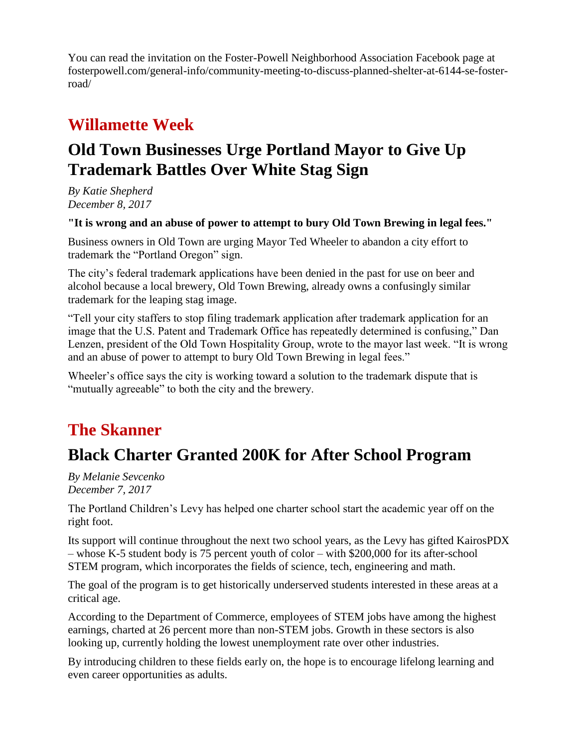You can read the invitation on the Foster-Powell Neighborhood Association Facebook page at fosterpowell.com/general-info/community-meeting-to-discuss-planned-shelter-at-6144-se-foster-road/

## Willamette Week

# Old Town Businesses Urge Portland Mayor to Give Up Trademark Battles Over White Stag Sign

*By Katie Shepherd*
*December 8, 2017*

**"It is wrong and an abuse of power to attempt to bury Old Town Brewing in legal fees."**

Business owners in Old Town are urging Mayor Ted Wheeler to abandon a city effort to trademark the "Portland Oregon" sign.

The city's federal trademark applications have been denied in the past for use on beer and alcohol because a local brewery, Old Town Brewing, already owns a confusingly similar trademark for the leaping stag image.

"Tell your city staffers to stop filing trademark application after trademark application for an image that the U.S. Patent and Trademark Office has repeatedly determined is confusing," Dan Lenzen, president of the Old Town Hospitality Group, wrote to the mayor last week. "It is wrong and an abuse of power to attempt to bury Old Town Brewing in legal fees."

Wheeler's office says the city is working toward a solution to the trademark dispute that is "mutually agreeable" to both the city and the brewery.

## The Skanner

# Black Charter Granted 200K for After School Program

*By Melanie Sevcenko*
*December 7, 2017*

The Portland Children's Levy has helped one charter school start the academic year off on the right foot.

Its support will continue throughout the next two school years, as the Levy has gifted KairosPDX – whose K-5 student body is 75 percent youth of color – with $200,000 for its after-school STEM program, which incorporates the fields of science, tech, engineering and math.

The goal of the program is to get historically underserved students interested in these areas at a critical age.

According to the Department of Commerce, employees of STEM jobs have among the highest earnings, charted at 26 percent more than non-STEM jobs. Growth in these sectors is also looking up, currently holding the lowest unemployment rate over other industries.

By introducing children to these fields early on, the hope is to encourage lifelong learning and even career opportunities as adults.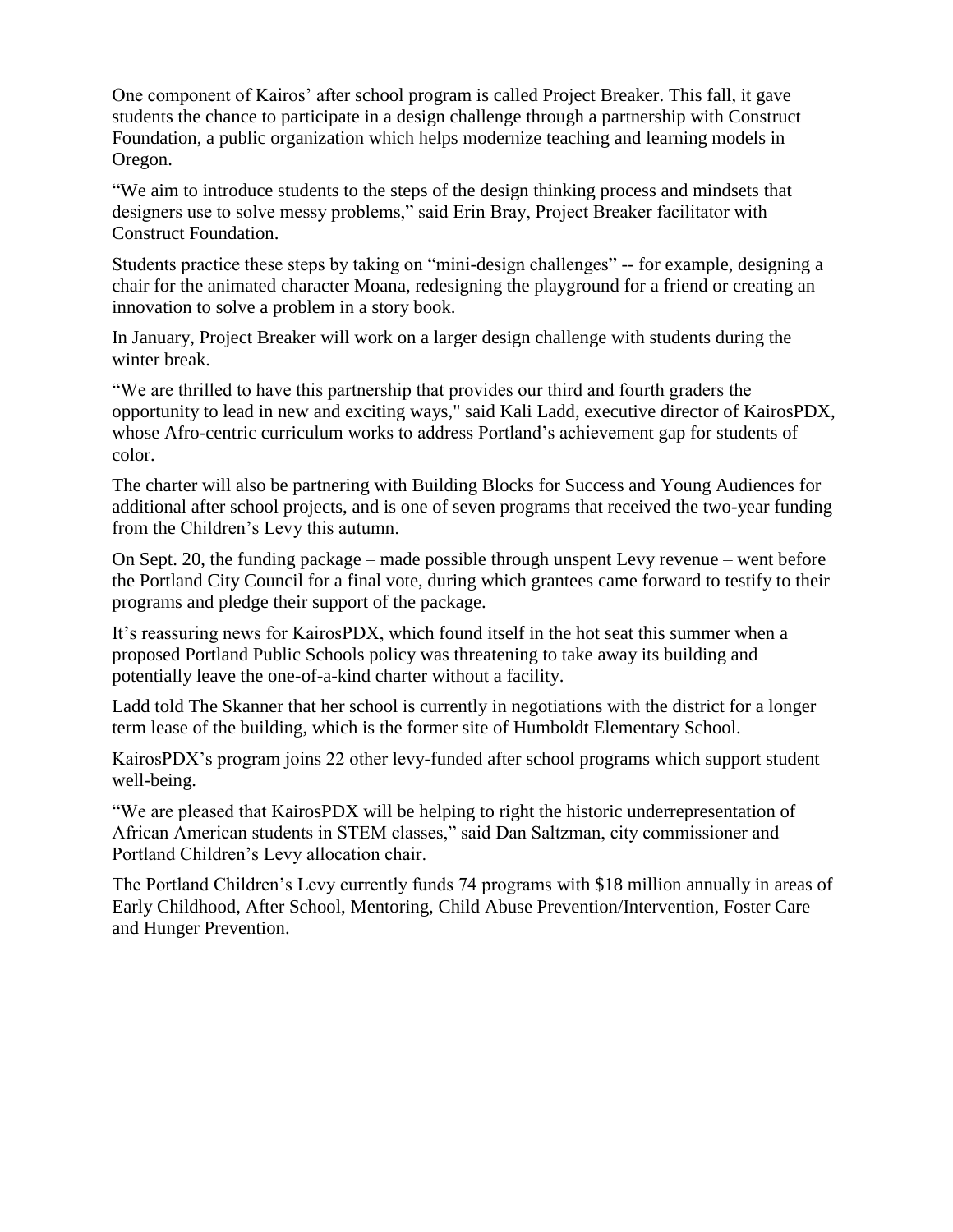One component of Kairos' after school program is called Project Breaker. This fall, it gave students the chance to participate in a design challenge through a partnership with Construct Foundation, a public organization which helps modernize teaching and learning models in Oregon.

"We aim to introduce students to the steps of the design thinking process and mindsets that designers use to solve messy problems," said Erin Bray, Project Breaker facilitator with Construct Foundation.

Students practice these steps by taking on "mini-design challenges" -- for example, designing a chair for the animated character Moana, redesigning the playground for a friend or creating an innovation to solve a problem in a story book.

In January, Project Breaker will work on a larger design challenge with students during the winter break.

"We are thrilled to have this partnership that provides our third and fourth graders the opportunity to lead in new and exciting ways," said Kali Ladd, executive director of KairosPDX, whose Afro-centric curriculum works to address Portland's achievement gap for students of color.

The charter will also be partnering with Building Blocks for Success and Young Audiences for additional after school projects, and is one of seven programs that received the two-year funding from the Children's Levy this autumn.

On Sept. 20, the funding package – made possible through unspent Levy revenue – went before the Portland City Council for a final vote, during which grantees came forward to testify to their programs and pledge their support of the package.

It's reassuring news for KairosPDX, which found itself in the hot seat this summer when a proposed Portland Public Schools policy was threatening to take away its building and potentially leave the one-of-a-kind charter without a facility.

Ladd told The Skanner that her school is currently in negotiations with the district for a longer term lease of the building, which is the former site of Humboldt Elementary School.

KairosPDX's program joins 22 other levy-funded after school programs which support student well-being.

"We are pleased that KairosPDX will be helping to right the historic underrepresentation of African American students in STEM classes," said Dan Saltzman, city commissioner and Portland Children's Levy allocation chair.

The Portland Children's Levy currently funds 74 programs with $18 million annually in areas of Early Childhood, After School, Mentoring, Child Abuse Prevention/Intervention, Foster Care and Hunger Prevention.